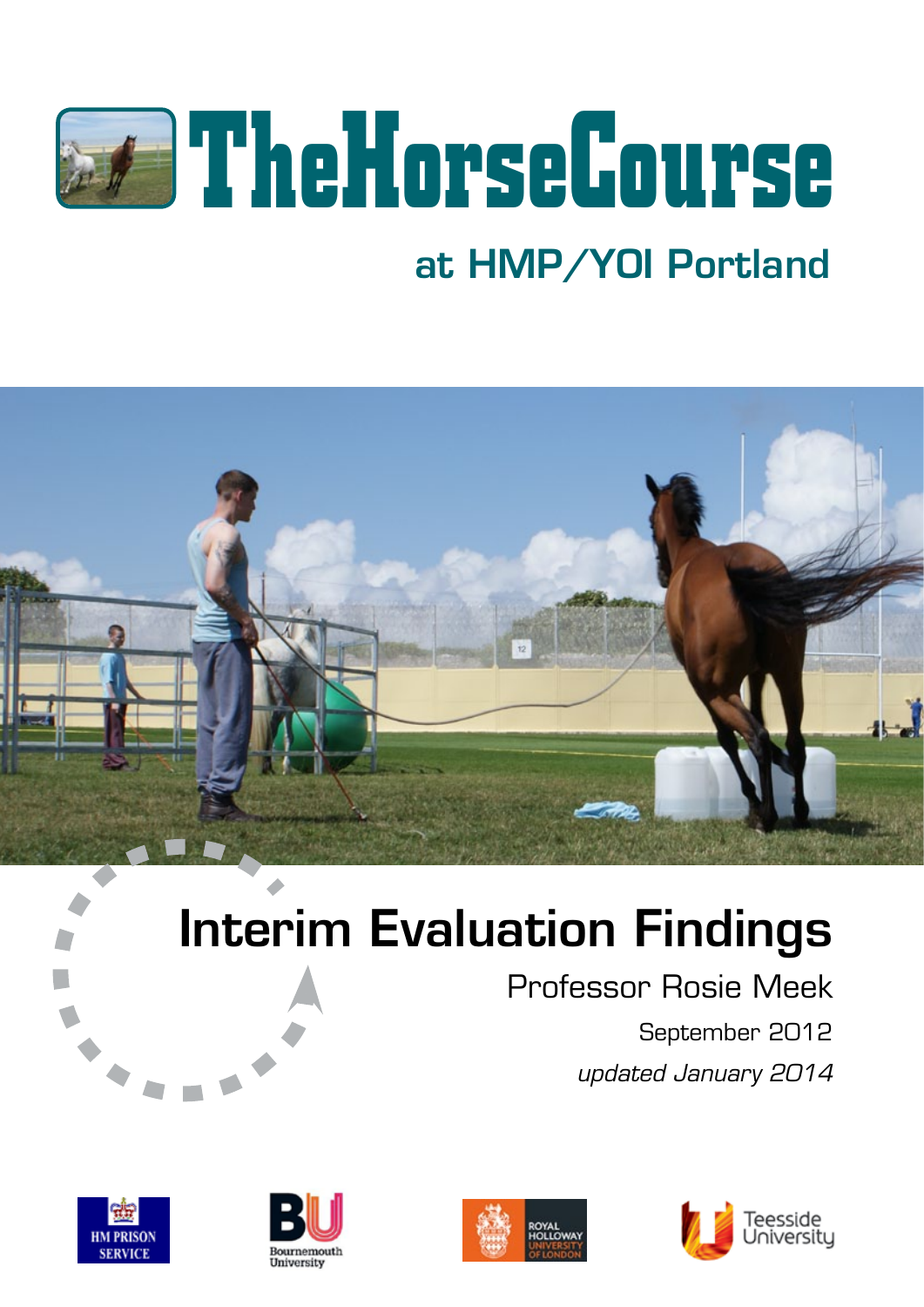# TheHorseCourse

## at HMP/YOI Portland

# Interim Evaluation Findings

Professor Rosie Meek

September 2012

*updated January 2014*

HM PRISON SERVICE

Bournemouth University

ROYAL HOLLOWAY UNIVERSITY OF LONDON

Teesside University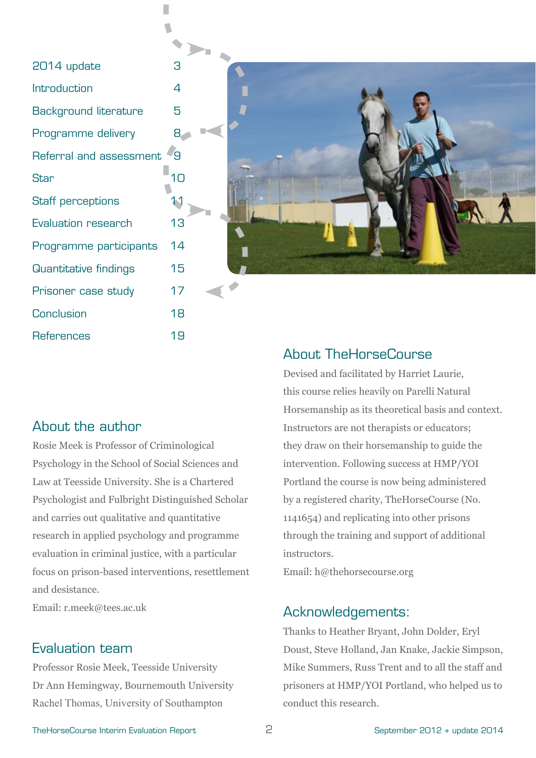| | |
|---|---|
| 2014 update | 3 |
| Introduction | 4 |
| Background literature | 5 |
| Programme delivery | 8 |
| Referral and assessment | 9 |
| Star | 10 |
| Staff perceptions | 11 |
| Evaluation research | 13 |
| Programme participants | 14 |
| Quantitative findings | 15 |
| Prisoner case study | 17 |
| Conclusion | 18 |
| References | 19 |

## About the author

Rosie Meek is Professor of Criminological Psychology in the School of Social Sciences and Law at Teesside University. She is a Chartered Psychologist and Fulbright Distinguished Scholar and carries out qualitative and quantitative research in applied psychology and programme evaluation in criminal justice, with a particular focus on prison-based interventions, resettlement and desistance.

Email: r.meek@tees.ac.uk

## Evaluation team

Professor Rosie Meek, Teesside University
Dr Ann Hemingway, Bournemouth University
Rachel Thomas, University of Southampton

## About TheHorseCourse

Devised and facilitated by Harriet Laurie, this course relies heavily on Parelli Natural Horsemanship as its theoretical basis and context. Instructors are not therapists or educators; they draw on their horsemanship to guide the intervention. Following success at HMP/YOI Portland the course is now being administered by a registered charity, TheHorseCourse (No. 1141654) and replicating into other prisons through the training and support of additional instructors.

Email: h@thehorsecourse.org

## Acknowledgements:

Thanks to Heather Bryant, John Dolder, Eryl Doust, Steve Holland, Jan Knake, Jackie Simpson, Mike Summers, Russ Trent and to all the staff and prisoners at HMP/YOI Portland, who helped us to conduct this research.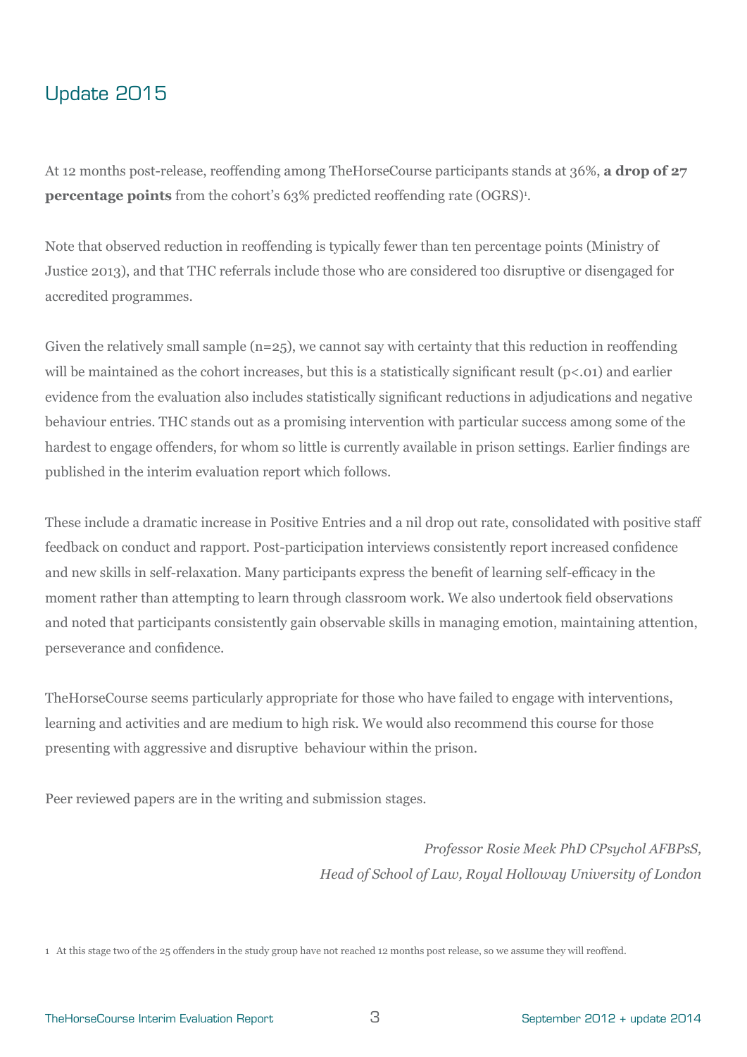## Update 2015

At 12 months post-release, reoffending among TheHorseCourse participants stands at 36%, **a drop of 27 percentage points** from the cohort's 63% predicted reoffending rate (OGRS)[1].

Note that observed reduction in reoffending is typically fewer than ten percentage points (Ministry of Justice 2013), and that THC referrals include those who are considered too disruptive or disengaged for accredited programmes.

Given the relatively small sample (n=25), we cannot say with certainty that this reduction in reoffending will be maintained as the cohort increases, but this is a statistically significant result ($p<.01$) and earlier evidence from the evaluation also includes statistically significant reductions in adjudications and negative behaviour entries. THC stands out as a promising intervention with particular success among some of the hardest to engage offenders, for whom so little is currently available in prison settings. Earlier findings are published in the interim evaluation report which follows.

These include a dramatic increase in Positive Entries and a nil drop out rate, consolidated with positive staff feedback on conduct and rapport. Post-participation interviews consistently report increased confidence and new skills in self-relaxation. Many participants express the benefit of learning self-efficacy in the moment rather than attempting to learn through classroom work. We also undertook field observations and noted that participants consistently gain observable skills in managing emotion, maintaining attention, perseverance and confidence.

TheHorseCourse seems particularly appropriate for those who have failed to engage with interventions, learning and activities and are medium to high risk. We would also recommend this course for those presenting with aggressive and disruptive behaviour within the prison.

Peer reviewed papers are in the writing and submission stages.

*Professor Rosie Meek PhD CPsychol AFBPsS,*
*Head of School of Law, Royal Holloway University of London*

1 At this stage two of the 25 offenders in the study group have not reached 12 months post release, so we assume they will reoffend.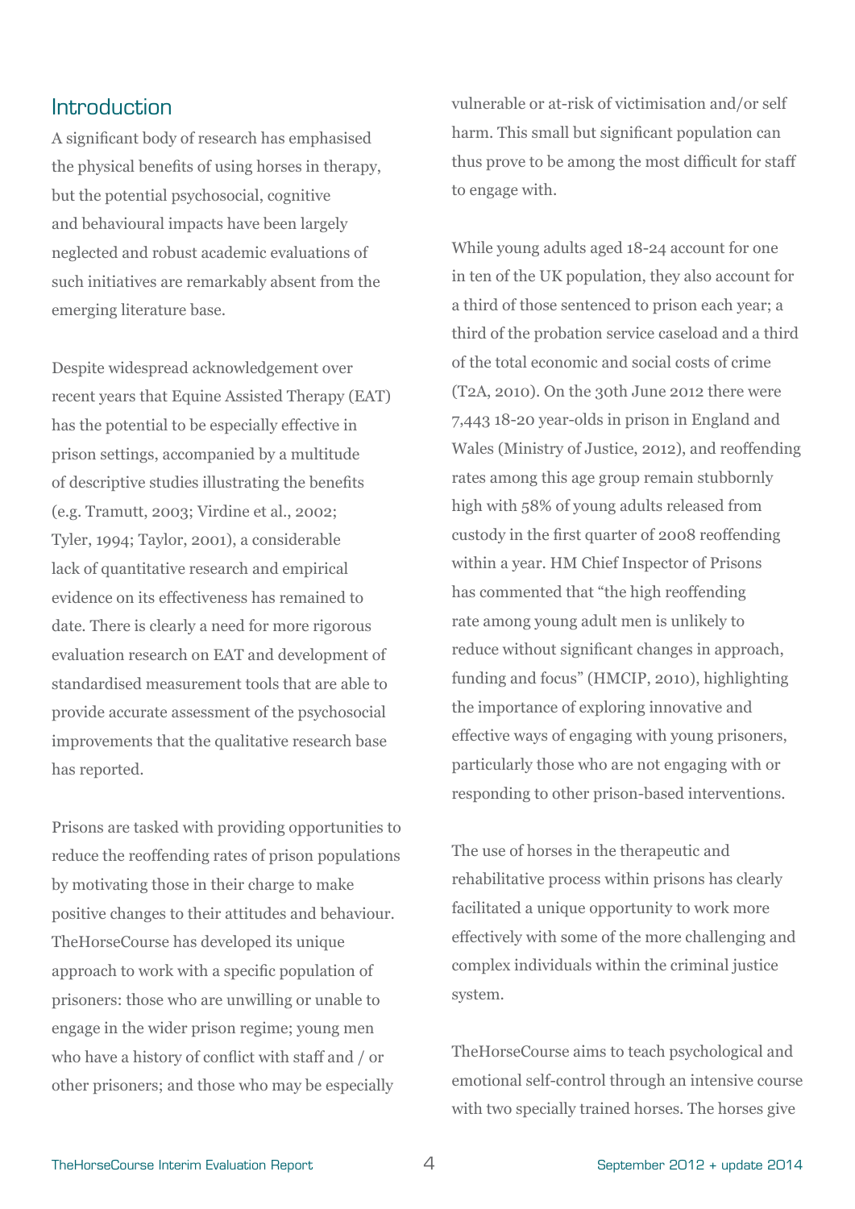## Introduction

A significant body of research has emphasised the physical benefits of using horses in therapy, but the potential psychosocial, cognitive and behavioural impacts have been largely neglected and robust academic evaluations of such initiatives are remarkably absent from the emerging literature base.

Despite widespread acknowledgement over recent years that Equine Assisted Therapy (EAT) has the potential to be especially effective in prison settings, accompanied by a multitude of descriptive studies illustrating the benefits (e.g. Tramutt, 2003; Virdine et al., 2002; Tyler, 1994; Taylor, 2001), a considerable lack of quantitative research and empirical evidence on its effectiveness has remained to date. There is clearly a need for more rigorous evaluation research on EAT and development of standardised measurement tools that are able to provide accurate assessment of the psychosocial improvements that the qualitative research base has reported.

Prisons are tasked with providing opportunities to reduce the reoffending rates of prison populations by motivating those in their charge to make positive changes to their attitudes and behaviour. TheHorseCourse has developed its unique approach to work with a specific population of prisoners: those who are unwilling or unable to engage in the wider prison regime; young men who have a history of conflict with staff and / or other prisoners; and those who may be especially vulnerable or at-risk of victimisation and/or self harm. This small but significant population can thus prove to be among the most difficult for staff to engage with.

While young adults aged 18-24 account for one in ten of the UK population, they also account for a third of those sentenced to prison each year; a third of the probation service caseload and a third of the total economic and social costs of crime (T2A, 2010). On the 30th June 2012 there were 7,443 18-20 year-olds in prison in England and Wales (Ministry of Justice, 2012), and reoffending rates among this age group remain stubbornly high with 58% of young adults released from custody in the first quarter of 2008 reoffending within a year. HM Chief Inspector of Prisons has commented that "the high reoffending rate among young adult men is unlikely to reduce without significant changes in approach, funding and focus" (HMCIP, 2010), highlighting the importance of exploring innovative and effective ways of engaging with young prisoners, particularly those who are not engaging with or responding to other prison-based interventions.

The use of horses in the therapeutic and rehabilitative process within prisons has clearly facilitated a unique opportunity to work more effectively with some of the more challenging and complex individuals within the criminal justice system.

TheHorseCourse aims to teach psychological and emotional self-control through an intensive course with two specially trained horses. The horses give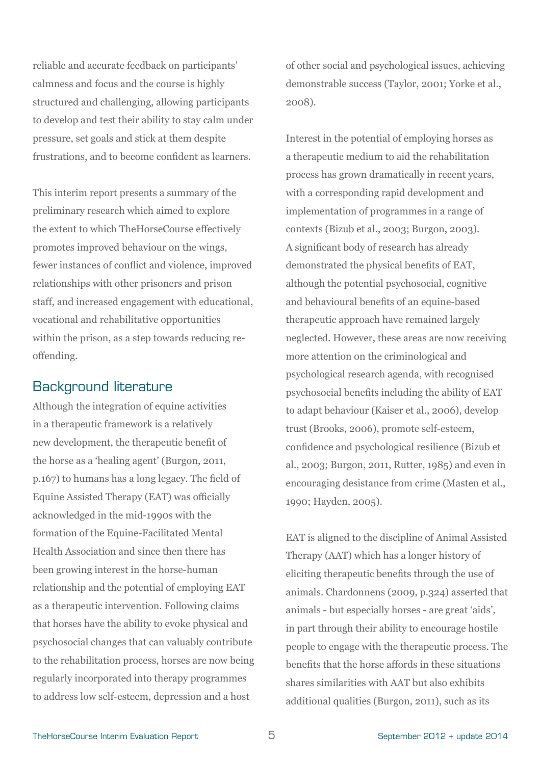reliable and accurate feedback on participants' calmness and focus and the course is highly structured and challenging, allowing participants to develop and test their ability to stay calm under pressure, set goals and stick at them despite frustrations, and to become confident as learners.

This interim report presents a summary of the preliminary research which aimed to explore the extent to which TheHorseCourse effectively promotes improved behaviour on the wings, fewer instances of conflict and violence, improved relationships with other prisoners and prison staff, and increased engagement with educational, vocational and rehabilitative opportunities within the prison, as a step towards reducing re-offending.

## Background literature

Although the integration of equine activities in a therapeutic framework is a relatively new development, the therapeutic benefit of the horse as a 'healing agent' (Burgon, 2011, p.167) to humans has a long legacy. The field of Equine Assisted Therapy (EAT) was officially acknowledged in the mid-1990s with the formation of the Equine-Facilitated Mental Health Association and since then there has been growing interest in the horse-human relationship and the potential of employing EAT as a therapeutic intervention. Following claims that horses have the ability to evoke physical and psychosocial changes that can valuably contribute to the rehabilitation process, horses are now being regularly incorporated into therapy programmes to address low self-esteem, depression and a host of other social and psychological issues, achieving demonstrable success (Taylor, 2001; Yorke et al., 2008).

Interest in the potential of employing horses as a therapeutic medium to aid the rehabilitation process has grown dramatically in recent years, with a corresponding rapid development and implementation of programmes in a range of contexts (Bizub et al., 2003; Burgon, 2003). A significant body of research has already demonstrated the physical benefits of EAT, although the potential psychosocial, cognitive and behavioural benefits of an equine-based therapeutic approach have remained largely neglected. However, these areas are now receiving more attention on the criminological and psychological research agenda, with recognised psychosocial benefits including the ability of EAT to adapt behaviour (Kaiser et al., 2006), develop trust (Brooks, 2006), promote self-esteem, confidence and psychological resilience (Bizub et al., 2003; Burgon, 2011, Rutter, 1985) and even in encouraging desistance from crime (Masten et al., 1990; Hayden, 2005).

EAT is aligned to the discipline of Animal Assisted Therapy (AAT) which has a longer history of eliciting therapeutic benefits through the use of animals. Chardonnens (2009, p.324) asserted that animals - but especially horses - are great 'aids', in part through their ability to encourage hostile people to engage with the therapeutic process. The benefits that the horse affords in these situations shares similarities with AAT but also exhibits additional qualities (Burgon, 2011), such as its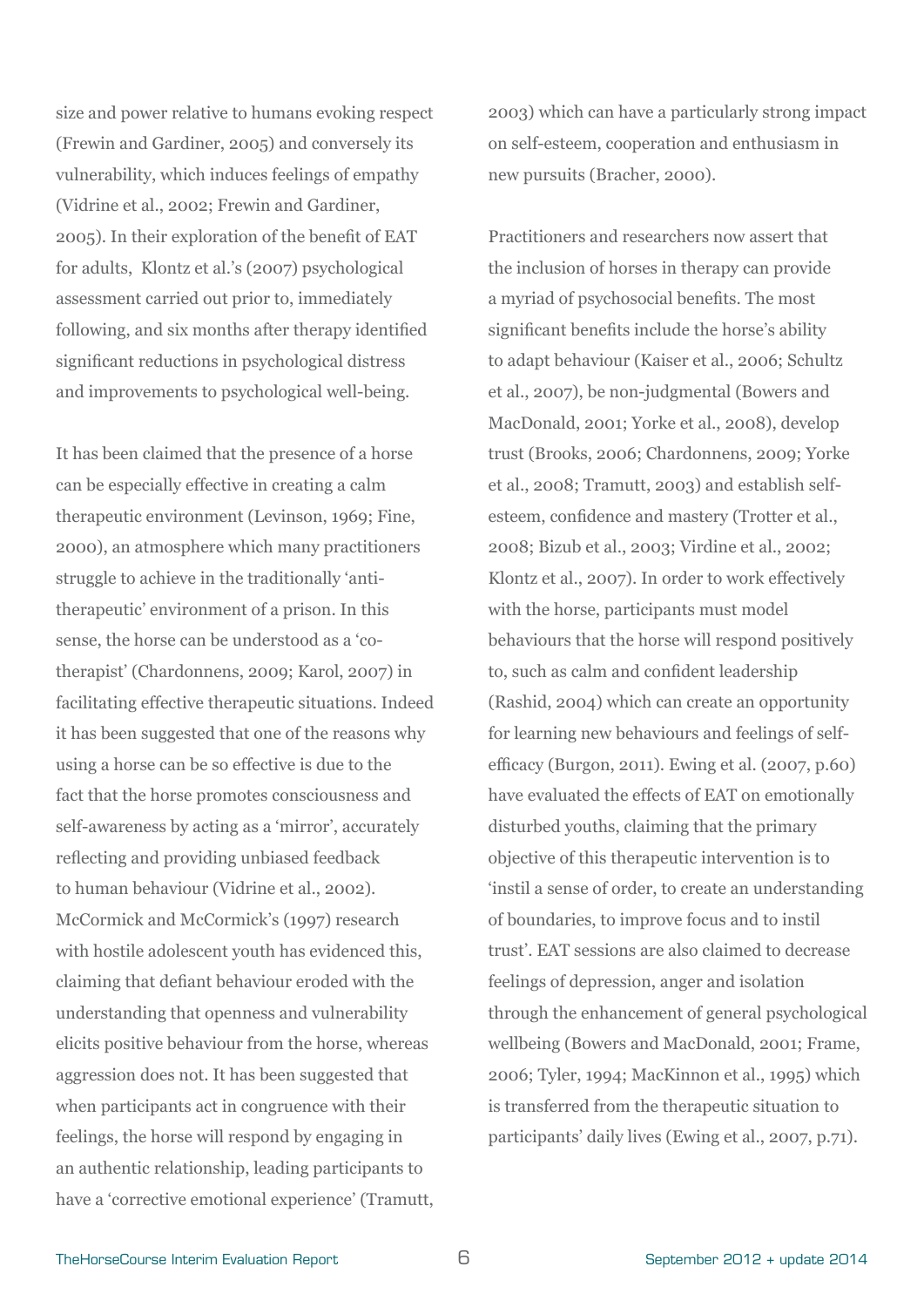size and power relative to humans evoking respect (Frewin and Gardiner, 2005) and conversely its vulnerability, which induces feelings of empathy (Vidrine et al., 2002; Frewin and Gardiner, 2005). In their exploration of the benefit of EAT for adults, Klontz et al.'s (2007) psychological assessment carried out prior to, immediately following, and six months after therapy identified significant reductions in psychological distress and improvements to psychological well-being.

It has been claimed that the presence of a horse can be especially effective in creating a calm therapeutic environment (Levinson, 1969; Fine, 2000), an atmosphere which many practitioners struggle to achieve in the traditionally 'anti-therapeutic' environment of a prison. In this sense, the horse can be understood as a 'co-therapist' (Chardonnens, 2009; Karol, 2007) in facilitating effective therapeutic situations. Indeed it has been suggested that one of the reasons why using a horse can be so effective is due to the fact that the horse promotes consciousness and self-awareness by acting as a 'mirror', accurately reflecting and providing unbiased feedback to human behaviour (Vidrine et al., 2002). McCormick and McCormick's (1997) research with hostile adolescent youth has evidenced this, claiming that defiant behaviour eroded with the understanding that openness and vulnerability elicits positive behaviour from the horse, whereas aggression does not. It has been suggested that when participants act in congruence with their feelings, the horse will respond by engaging in an authentic relationship, leading participants to have a 'corrective emotional experience' (Tramutt, 2003) which can have a particularly strong impact on self-esteem, cooperation and enthusiasm in new pursuits (Bracher, 2000).

Practitioners and researchers now assert that the inclusion of horses in therapy can provide a myriad of psychosocial benefits. The most significant benefits include the horse's ability to adapt behaviour (Kaiser et al., 2006; Schultz et al., 2007), be non-judgmental (Bowers and MacDonald, 2001; Yorke et al., 2008), develop trust (Brooks, 2006; Chardonnens, 2009; Yorke et al., 2008; Tramutt, 2003) and establish self-esteem, confidence and mastery (Trotter et al., 2008; Bizub et al., 2003; Virdine et al., 2002; Klontz et al., 2007). In order to work effectively with the horse, participants must model behaviours that the horse will respond positively to, such as calm and confident leadership (Rashid, 2004) which can create an opportunity for learning new behaviours and feelings of self-efficacy (Burgon, 2011). Ewing et al. (2007, p.60) have evaluated the effects of EAT on emotionally disturbed youths, claiming that the primary objective of this therapeutic intervention is to 'instil a sense of order, to create an understanding of boundaries, to improve focus and to instil trust'. EAT sessions are also claimed to decrease feelings of depression, anger and isolation through the enhancement of general psychological wellbeing (Bowers and MacDonald, 2001; Frame, 2006; Tyler, 1994; MacKinnon et al., 1995) which is transferred from the therapeutic situation to participants' daily lives (Ewing et al., 2007, p.71).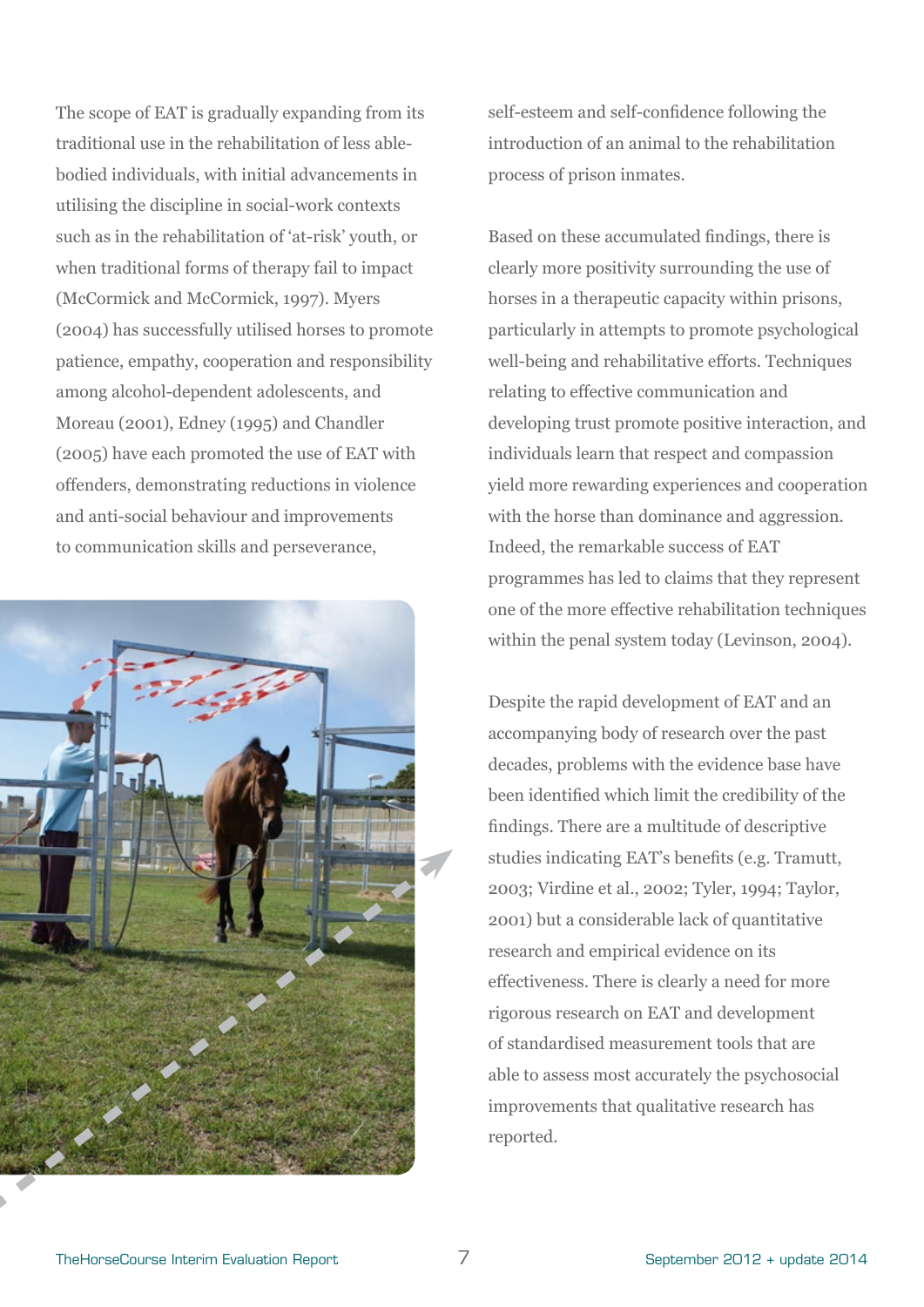The scope of EAT is gradually expanding from its traditional use in the rehabilitation of less able-bodied individuals, with initial advancements in utilising the discipline in social-work contexts such as in the rehabilitation of 'at-risk' youth, or when traditional forms of therapy fail to impact (McCormick and McCormick, 1997). Myers (2004) has successfully utilised horses to promote patience, empathy, cooperation and responsibility among alcohol-dependent adolescents, and Moreau (2001), Edney (1995) and Chandler (2005) have each promoted the use of EAT with offenders, demonstrating reductions in violence and anti-social behaviour and improvements to communication skills and perseverance, self-esteem and self-confidence following the introduction of an animal to the rehabilitation process of prison inmates.

Based on these accumulated findings, there is clearly more positivity surrounding the use of horses in a therapeutic capacity within prisons, particularly in attempts to promote psychological well-being and rehabilitative efforts. Techniques relating to effective communication and developing trust promote positive interaction, and individuals learn that respect and compassion yield more rewarding experiences and cooperation with the horse than dominance and aggression. Indeed, the remarkable success of EAT programmes has led to claims that they represent one of the more effective rehabilitation techniques within the penal system today (Levinson, 2004).

Despite the rapid development of EAT and an accompanying body of research over the past decades, problems with the evidence base have been identified which limit the credibility of the findings. There are a multitude of descriptive studies indicating EAT's benefits (e.g. Tramutt, 2003; Virdine et al., 2002; Tyler, 1994; Taylor, 2001) but a considerable lack of quantitative research and empirical evidence on its effectiveness. There is clearly a need for more rigorous research on EAT and development of standardised measurement tools that are able to assess most accurately the psychosocial improvements that qualitative research has reported.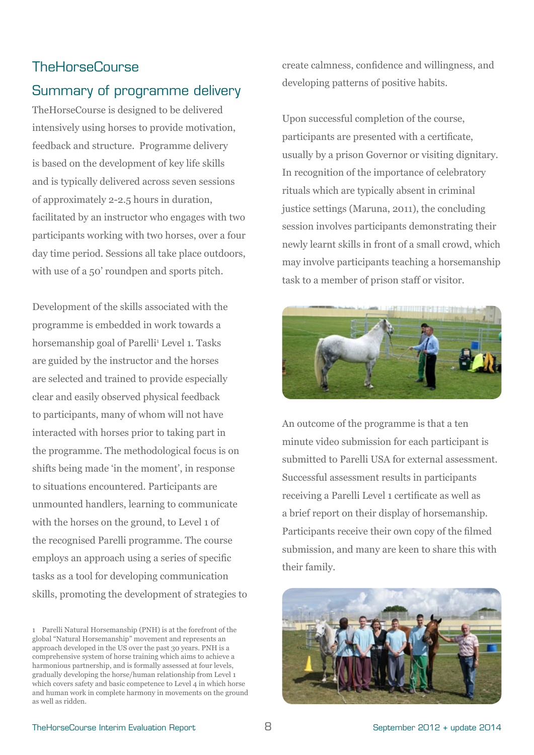## TheHorseCourse

## Summary of programme delivery

TheHorseCourse is designed to be delivered intensively using horses to provide motivation, feedback and structure. Programme delivery is based on the development of key life skills and is typically delivered across seven sessions of approximately 2-2.5 hours in duration, facilitated by an instructor who engages with two participants working with two horses, over a four day time period. Sessions all take place outdoors, with use of a 50' roundpen and sports pitch.

Development of the skills associated with the programme is embedded in work towards a horsemanship goal of Parelli[1] Level 1. Tasks are guided by the instructor and the horses are selected and trained to provide especially clear and easily observed physical feedback to participants, many of whom will not have interacted with horses prior to taking part in the programme. The methodological focus is on shifts being made 'in the moment', in response to situations encountered. Participants are unmounted handlers, learning to communicate with the horses on the ground, to Level 1 of the recognised Parelli programme. The course employs an approach using a series of specific tasks as a tool for developing communication skills, promoting the development of strategies to create calmness, confidence and willingness, and developing patterns of positive habits.

Upon successful completion of the course, participants are presented with a certificate, usually by a prison Governor or visiting dignitary. In recognition of the importance of celebratory rituals which are typically absent in criminal justice settings (Maruna, 2011), the concluding session involves participants demonstrating their newly learnt skills in front of a small crowd, which may involve participants teaching a horsemanship task to a member of prison staff or visitor.

An outcome of the programme is that a ten minute video submission for each participant is submitted to Parelli USA for external assessment. Successful assessment results in participants receiving a Parelli Level 1 certificate as well as a brief report on their display of horsemanship. Participants receive their own copy of the filmed submission, and many are keen to share this with their family.

---

1 Parelli Natural Horsemanship (PNH) is at the forefront of the global "Natural Horsemanship" movement and represents an approach developed in the US over the past 30 years. PNH is a comprehensive system of horse training which aims to achieve a harmonious partnership, and is formally assessed at four levels, gradually developing the horse/human relationship from Level 1 which covers safety and basic competence to Level 4 in which horse and human work in complete harmony in movements on the ground as well as ridden.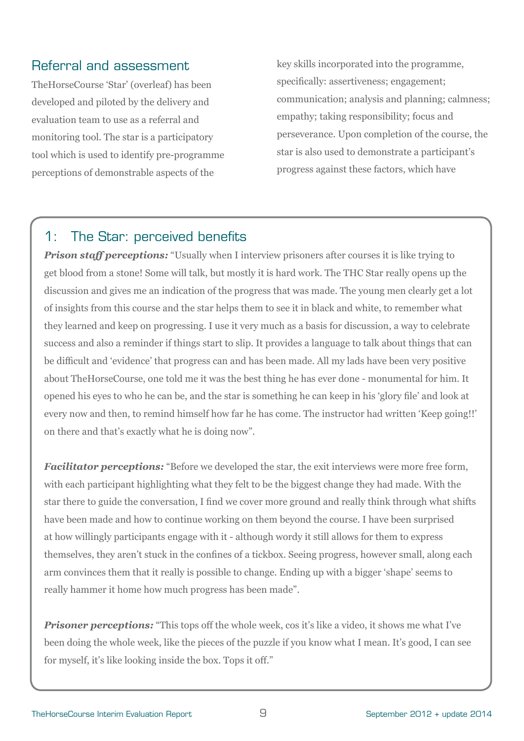## Referral and assessment

TheHorseCourse 'Star' (overleaf) has been developed and piloted by the delivery and evaluation team to use as a referral and monitoring tool. The star is a participatory tool which is used to identify pre-programme perceptions of demonstrable aspects of the key skills incorporated into the programme, specifically: assertiveness; engagement; communication; analysis and planning; calmness; empathy; taking responsibility; focus and perseverance. Upon completion of the course, the star is also used to demonstrate a participant's progress against these factors, which have

### 1: The Star: perceived benefits

***Prison staff perceptions:*** "Usually when I interview prisoners after courses it is like trying to get blood from a stone! Some will talk, but mostly it is hard work. The THC Star really opens up the discussion and gives me an indication of the progress that was made. The young men clearly get a lot of insights from this course and the star helps them to see it in black and white, to remember what they learned and keep on progressing. I use it very much as a basis for discussion, a way to celebrate success and also a reminder if things start to slip. It provides a language to talk about things that can be difficult and 'evidence' that progress can and has been made. All my lads have been very positive about TheHorseCourse, one told me it was the best thing he has ever done - monumental for him. It opened his eyes to who he can be, and the star is something he can keep in his 'glory file' and look at every now and then, to remind himself how far he has come. The instructor had written 'Keep going!!' on there and that's exactly what he is doing now".

***Facilitator perceptions:*** "Before we developed the star, the exit interviews were more free form, with each participant highlighting what they felt to be the biggest change they had made. With the star there to guide the conversation, I find we cover more ground and really think through what shifts have been made and how to continue working on them beyond the course. I have been surprised at how willingly participants engage with it - although wordy it still allows for them to express themselves, they aren't stuck in the confines of a tickbox. Seeing progress, however small, along each arm convinces them that it really is possible to change. Ending up with a bigger 'shape' seems to really hammer it home how much progress has been made".

***Prisoner perceptions:*** "This tops off the whole week, cos it's like a video, it shows me what I've been doing the whole week, like the pieces of the puzzle if you know what I mean. It's good, I can see for myself, it's like looking inside the box. Tops it off."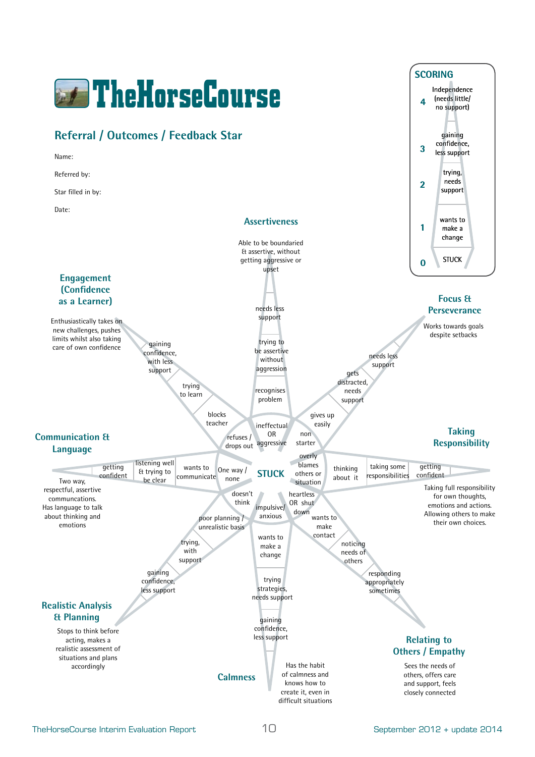# TheHorseCourse

## Referral / Outcomes / Feedback Star

Name:

Referred by:

Star filled in by:

Date:

### SCORING

| Score | Level |
|---|---|
| 4 | Independence (needs little/ no support) |
| 3 | gaining confidence, less support |
| 2 | trying, needs support |
| 1 | wants to make a change |
| 0 | STUCK |

**STUCK** (centre)

### Assertiveness

Able to be boundaried & assertive, without getting aggressive or upset

- needs less support
- trying to be assertive without aggression
- recognises problem
- ineffectual OR aggressive

### Focus & Perseverance

Works towards goals despite setbacks

- needs less support
- gets distracted, needs support
- gives up easily
- non starter

### Taking Responsibility

Taking full responsibility for own thoughts, emotions and actions. Allowing others to make their own choices.

- getting confident
- taking some responsibilities
- thinking about it
- overly blames others or situation

### Relating to Others / Empathy

Sees the needs of others, offers care and support, feels closely connected

- responding appropriately sometimes
- noticing needs of others
- wants to make contact
- heartless OR shut down

### Calmness

Has the habit of calmness and knows how to create it, even in difficult situations

- gaining confidence, less support
- trying strategies, needs support
- wants to make a change
- impulsive/ anxious

### Realistic Analysis & Planning

Stops to think before acting, makes a realistic assessment of situations and plans accordingly

- gaining confidence, less support
- trying, with support
- poor planning / unrealistic basis
- doesn't think

### Communication & Language

Two way, respectful, assertive communcations. Has language to talk about thinking and emotions

- getting confident
- listening well & trying to be clear
- wants to communicate
- One way / none

### Engagement (Confidence as a Learner)

Enthusiastically takes on new challenges, pushes limits whilst also taking care of own confidence

- gaining confidence, with less support
- trying to learn
- blocks teacher
- refuses / drops out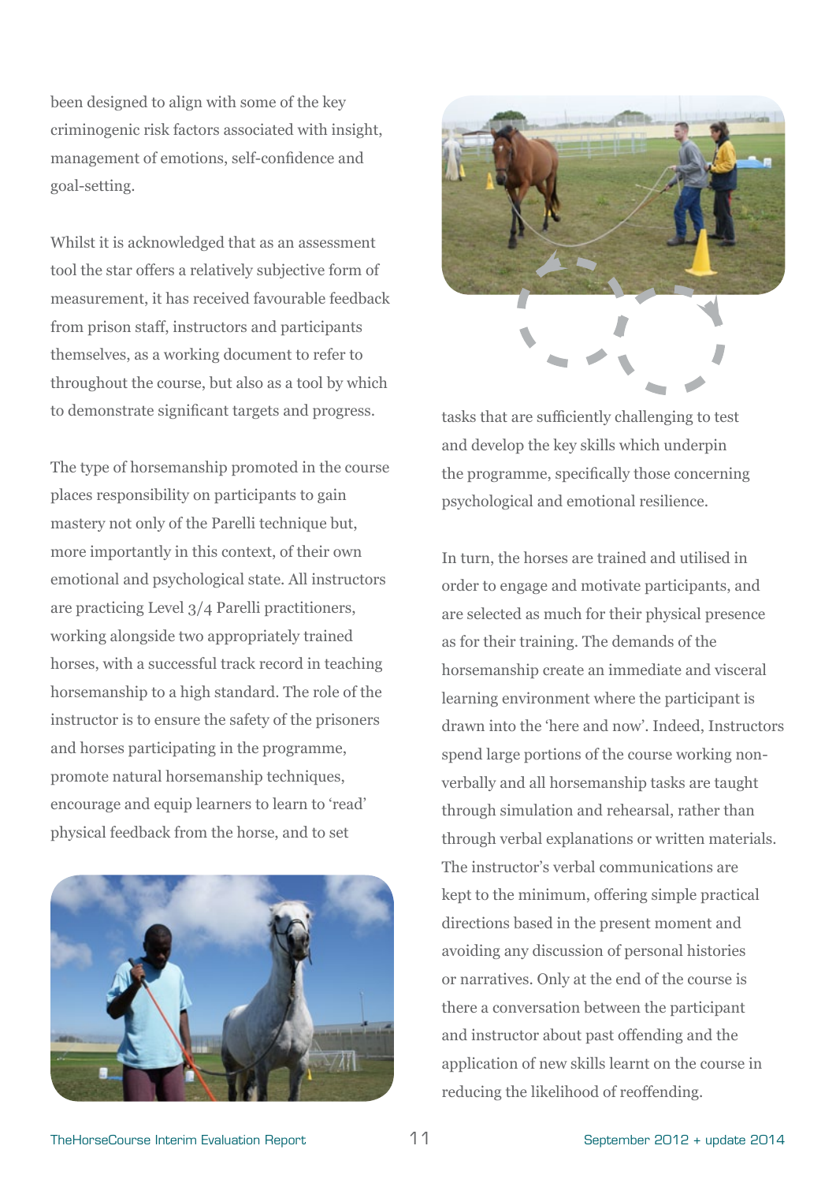been designed to align with some of the key criminogenic risk factors associated with insight, management of emotions, self-confidence and goal-setting.

Whilst it is acknowledged that as an assessment tool the star offers a relatively subjective form of measurement, it has received favourable feedback from prison staff, instructors and participants themselves, as a working document to refer to throughout the course, but also as a tool by which to demonstrate significant targets and progress.

The type of horsemanship promoted in the course places responsibility on participants to gain mastery not only of the Parelli technique but, more importantly in this context, of their own emotional and psychological state. All instructors are practicing Level 3/4 Parelli practitioners, working alongside two appropriately trained horses, with a successful track record in teaching horsemanship to a high standard. The role of the instructor is to ensure the safety of the prisoners and horses participating in the programme, promote natural horsemanship techniques, encourage and equip learners to learn to 'read' physical feedback from the horse, and to set tasks that are sufficiently challenging to test and develop the key skills which underpin the programme, specifically those concerning psychological and emotional resilience.

In turn, the horses are trained and utilised in order to engage and motivate participants, and are selected as much for their physical presence as for their training. The demands of the horsemanship create an immediate and visceral learning environment where the participant is drawn into the 'here and now'. Indeed, Instructors spend large portions of the course working non-verbally and all horsemanship tasks are taught through simulation and rehearsal, rather than through verbal explanations or written materials. The instructor's verbal communications are kept to the minimum, offering simple practical directions based in the present moment and avoiding any discussion of personal histories or narratives. Only at the end of the course is there a conversation between the participant and instructor about past offending and the application of new skills learnt on the course in reducing the likelihood of reoffending.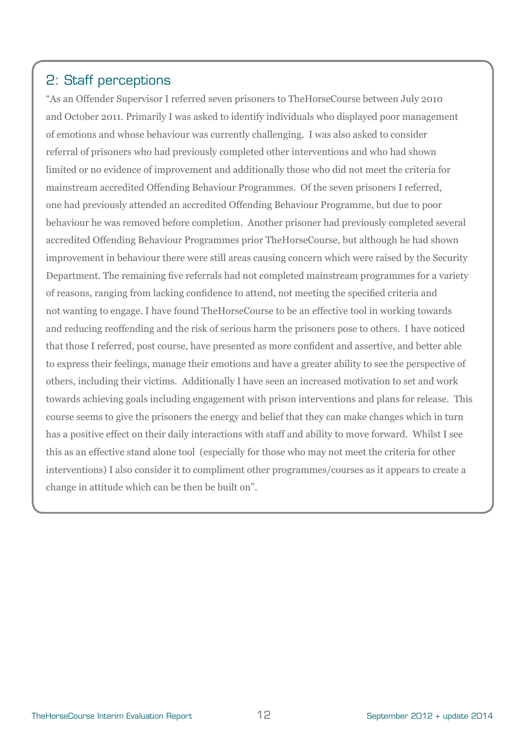## 2: Staff perceptions

"As an Offender Supervisor I referred seven prisoners to TheHorseCourse between July 2010 and October 2011. Primarily I was asked to identify individuals who displayed poor management of emotions and whose behaviour was currently challenging. I was also asked to consider referral of prisoners who had previously completed other interventions and who had shown limited or no evidence of improvement and additionally those who did not meet the criteria for mainstream accredited Offending Behaviour Programmes. Of the seven prisoners I referred, one had previously attended an accredited Offending Behaviour Programme, but due to poor behaviour he was removed before completion. Another prisoner had previously completed several accredited Offending Behaviour Programmes prior TheHorseCourse, but although he had shown improvement in behaviour there were still areas causing concern which were raised by the Security Department. The remaining five referrals had not completed mainstream programmes for a variety of reasons, ranging from lacking confidence to attend, not meeting the specified criteria and not wanting to engage. I have found TheHorseCourse to be an effective tool in working towards and reducing reoffending and the risk of serious harm the prisoners pose to others. I have noticed that those I referred, post course, have presented as more confident and assertive, and better able to express their feelings, manage their emotions and have a greater ability to see the perspective of others, including their victims. Additionally I have seen an increased motivation to set and work towards achieving goals including engagement with prison interventions and plans for release. This course seems to give the prisoners the energy and belief that they can make changes which in turn has a positive effect on their daily interactions with staff and ability to move forward. Whilst I see this as an effective stand alone tool (especially for those who may not meet the criteria for other interventions) I also consider it to compliment other programmes/courses as it appears to create a change in attitude which can be then be built on".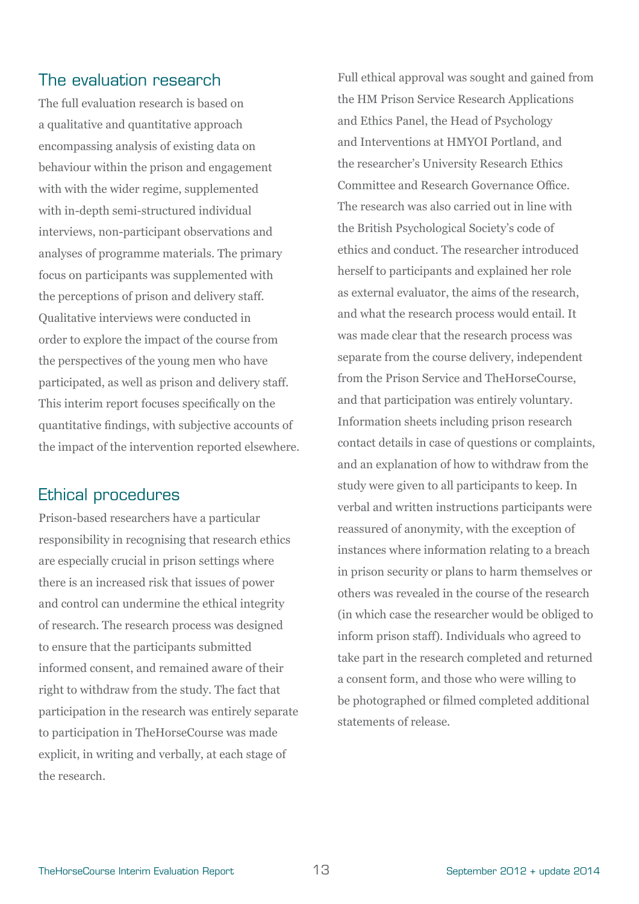## The evaluation research

The full evaluation research is based on a qualitative and quantitative approach encompassing analysis of existing data on behaviour within the prison and engagement with with the wider regime, supplemented with in-depth semi-structured individual interviews, non-participant observations and analyses of programme materials. The primary focus on participants was supplemented with the perceptions of prison and delivery staff. Qualitative interviews were conducted in order to explore the impact of the course from the perspectives of the young men who have participated, as well as prison and delivery staff. This interim report focuses specifically on the quantitative findings, with subjective accounts of the impact of the intervention reported elsewhere.

## Ethical procedures

Prison-based researchers have a particular responsibility in recognising that research ethics are especially crucial in prison settings where there is an increased risk that issues of power and control can undermine the ethical integrity of research. The research process was designed to ensure that the participants submitted informed consent, and remained aware of their right to withdraw from the study. The fact that participation in the research was entirely separate to participation in TheHorseCourse was made explicit, in writing and verbally, at each stage of the research.

Full ethical approval was sought and gained from the HM Prison Service Research Applications and Ethics Panel, the Head of Psychology and Interventions at HMYOI Portland, and the researcher's University Research Ethics Committee and Research Governance Office. The research was also carried out in line with the British Psychological Society's code of ethics and conduct. The researcher introduced herself to participants and explained her role as external evaluator, the aims of the research, and what the research process would entail. It was made clear that the research process was separate from the course delivery, independent from the Prison Service and TheHorseCourse, and that participation was entirely voluntary. Information sheets including prison research contact details in case of questions or complaints, and an explanation of how to withdraw from the study were given to all participants to keep. In verbal and written instructions participants were reassured of anonymity, with the exception of instances where information relating to a breach in prison security or plans to harm themselves or others was revealed in the course of the research (in which case the researcher would be obliged to inform prison staff). Individuals who agreed to take part in the research completed and returned a consent form, and those who were willing to be photographed or filmed completed additional statements of release.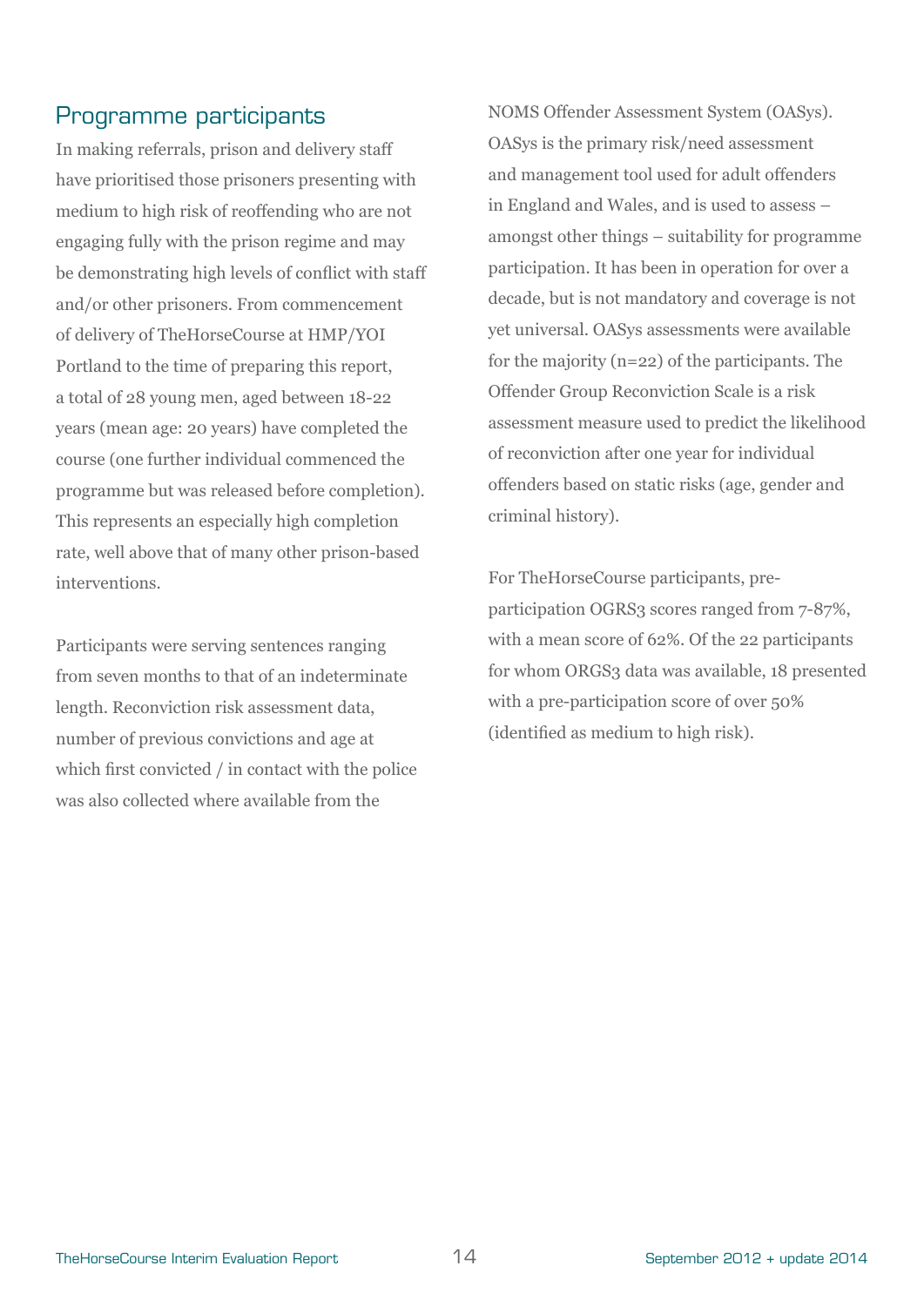## Programme participants

In making referrals, prison and delivery staff have prioritised those prisoners presenting with medium to high risk of reoffending who are not engaging fully with the prison regime and may be demonstrating high levels of conflict with staff and/or other prisoners. From commencement of delivery of TheHorseCourse at HMP/YOI Portland to the time of preparing this report, a total of 28 young men, aged between 18-22 years (mean age: 20 years) have completed the course (one further individual commenced the programme but was released before completion). This represents an especially high completion rate, well above that of many other prison-based interventions.

Participants were serving sentences ranging from seven months to that of an indeterminate length. Reconviction risk assessment data, number of previous convictions and age at which first convicted / in contact with the police was also collected where available from the NOMS Offender Assessment System (OASys). OASys is the primary risk/need assessment and management tool used for adult offenders in England and Wales, and is used to assess – amongst other things – suitability for programme participation. It has been in operation for over a decade, but is not mandatory and coverage is not yet universal. OASys assessments were available for the majority (n=22) of the participants. The Offender Group Reconviction Scale is a risk assessment measure used to predict the likelihood of reconviction after one year for individual offenders based on static risks (age, gender and criminal history).

For TheHorseCourse participants, pre-participation OGRS3 scores ranged from 7-87%, with a mean score of 62%. Of the 22 participants for whom ORGS3 data was available, 18 presented with a pre-participation score of over 50% (identified as medium to high risk).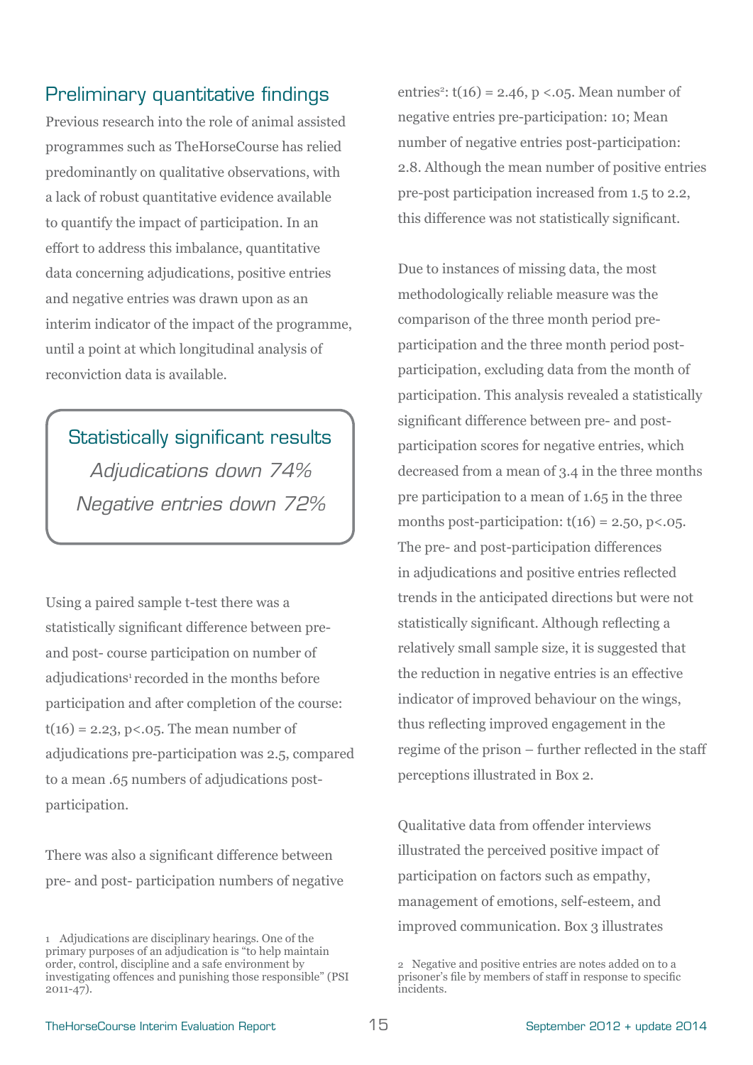## Preliminary quantitative findings

Previous research into the role of animal assisted programmes such as TheHorseCourse has relied predominantly on qualitative observations, with a lack of robust quantitative evidence available to quantify the impact of participation. In an effort to address this imbalance, quantitative data concerning adjudications, positive entries and negative entries was drawn upon as an interim indicator of the impact of the programme, until a point at which longitudinal analysis of reconviction data is available.

> **Statistically significant results**
>
> *Adjudications down 74%*
>
> *Negative entries down 72%*

Using a paired sample t-test there was a statistically significant difference between pre- and post- course participation on number of adjudications[1] recorded in the months before participation and after completion of the course: $t(16) = 2.23, p<.05$. The mean number of adjudications pre-participation was 2.5, compared to a mean .65 numbers of adjudications post-participation.

There was also a significant difference between pre- and post- participation numbers of negative entries[2]: $t(16) = 2.46, p <.05$. Mean number of negative entries pre-participation: 10; Mean number of negative entries post-participation: 2.8. Although the mean number of positive entries pre-post participation increased from 1.5 to 2.2, this difference was not statistically significant.

Due to instances of missing data, the most methodologically reliable measure was the comparison of the three month period pre-participation and the three month period post-participation, excluding data from the month of participation. This analysis revealed a statistically significant difference between pre- and post-participation scores for negative entries, which decreased from a mean of 3.4 in the three months pre participation to a mean of 1.65 in the three months post-participation: $t(16) = 2.50, p<.05$. The pre- and post-participation differences in adjudications and positive entries reflected trends in the anticipated directions but were not statistically significant. Although reflecting a relatively small sample size, it is suggested that the reduction in negative entries is an effective indicator of improved behaviour on the wings, thus reflecting improved engagement in the regime of the prison – further reflected in the staff perceptions illustrated in Box 2.

Qualitative data from offender interviews illustrated the perceived positive impact of participation on factors such as empathy, management of emotions, self-esteem, and improved communication. Box 3 illustrates

---

1 Adjudications are disciplinary hearings. One of the primary purposes of an adjudication is "to help maintain order, control, discipline and a safe environment by investigating offences and punishing those responsible" (PSI 2011-47).

2 Negative and positive entries are notes added on to a prisoner's file by members of staff in response to specific incidents.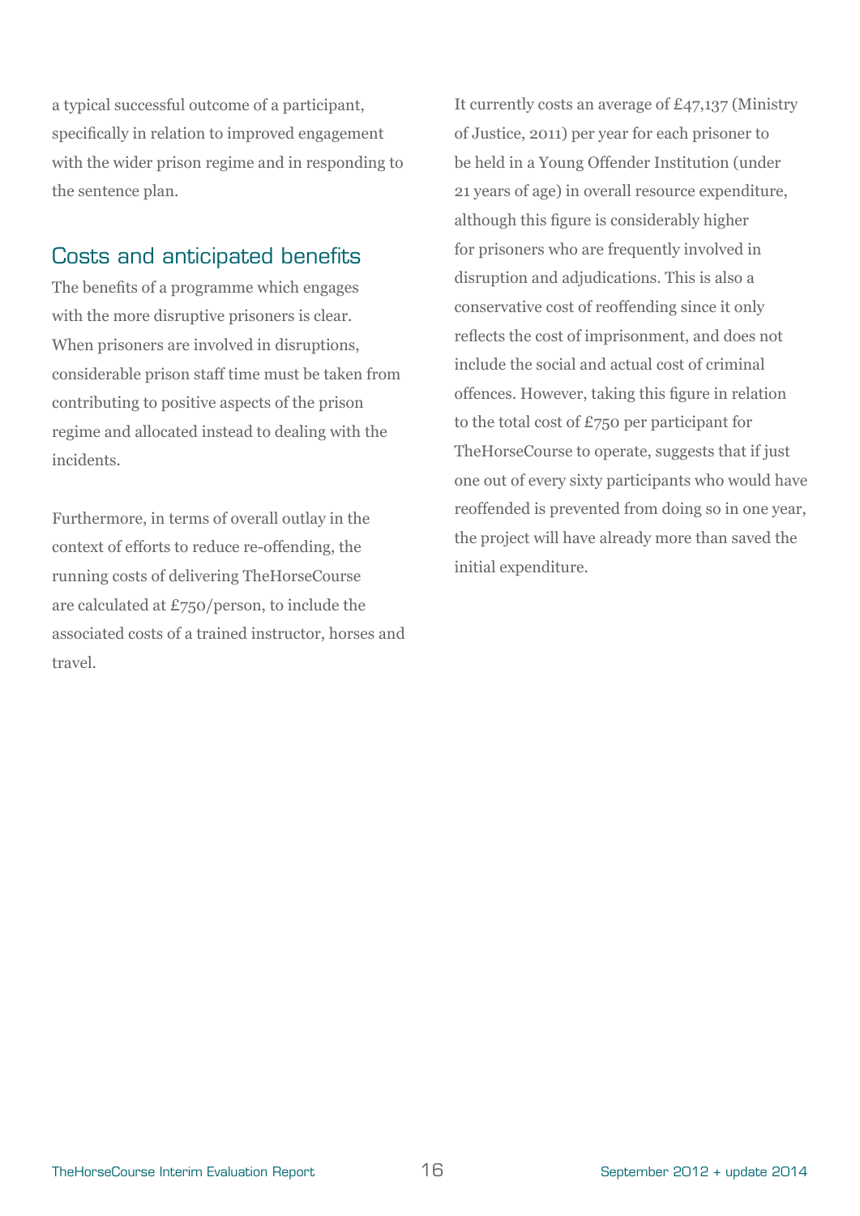a typical successful outcome of a participant, specifically in relation to improved engagement with the wider prison regime and in responding to the sentence plan.

## Costs and anticipated benefits

The benefits of a programme which engages with the more disruptive prisoners is clear. When prisoners are involved in disruptions, considerable prison staff time must be taken from contributing to positive aspects of the prison regime and allocated instead to dealing with the incidents.

Furthermore, in terms of overall outlay in the context of efforts to reduce re-offending, the running costs of delivering TheHorseCourse are calculated at £750/person, to include the associated costs of a trained instructor, horses and travel.

It currently costs an average of £47,137 (Ministry of Justice, 2011) per year for each prisoner to be held in a Young Offender Institution (under 21 years of age) in overall resource expenditure, although this figure is considerably higher for prisoners who are frequently involved in disruption and adjudications. This is also a conservative cost of reoffending since it only reflects the cost of imprisonment, and does not include the social and actual cost of criminal offences. However, taking this figure in relation to the total cost of £750 per participant for TheHorseCourse to operate, suggests that if just one out of every sixty participants who would have reoffended is prevented from doing so in one year, the project will have already more than saved the initial expenditure.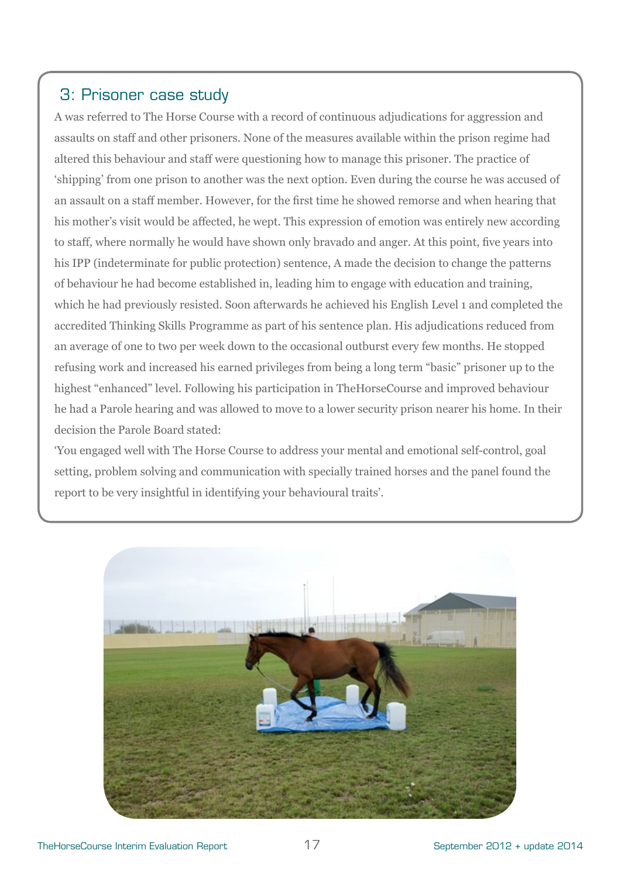## 3: Prisoner case study

A was referred to The Horse Course with a record of continuous adjudications for aggression and assaults on staff and other prisoners. None of the measures available within the prison regime had altered this behaviour and staff were questioning how to manage this prisoner. The practice of 'shipping' from one prison to another was the next option. Even during the course he was accused of an assault on a staff member. However, for the first time he showed remorse and when hearing that his mother's visit would be affected, he wept. This expression of emotion was entirely new according to staff, where normally he would have shown only bravado and anger. At this point, five years into his IPP (indeterminate for public protection) sentence, A made the decision to change the patterns of behaviour he had become established in, leading him to engage with education and training, which he had previously resisted. Soon afterwards he achieved his English Level 1 and completed the accredited Thinking Skills Programme as part of his sentence plan. His adjudications reduced from an average of one to two per week down to the occasional outburst every few months. He stopped refusing work and increased his earned privileges from being a long term "basic" prisoner up to the highest "enhanced" level. Following his participation in TheHorseCourse and improved behaviour he had a Parole hearing and was allowed to move to a lower security prison nearer his home. In their decision the Parole Board stated:

'You engaged well with The Horse Course to address your mental and emotional self-control, goal setting, problem solving and communication with specially trained horses and the panel found the report to be very insightful in identifying your behavioural traits'.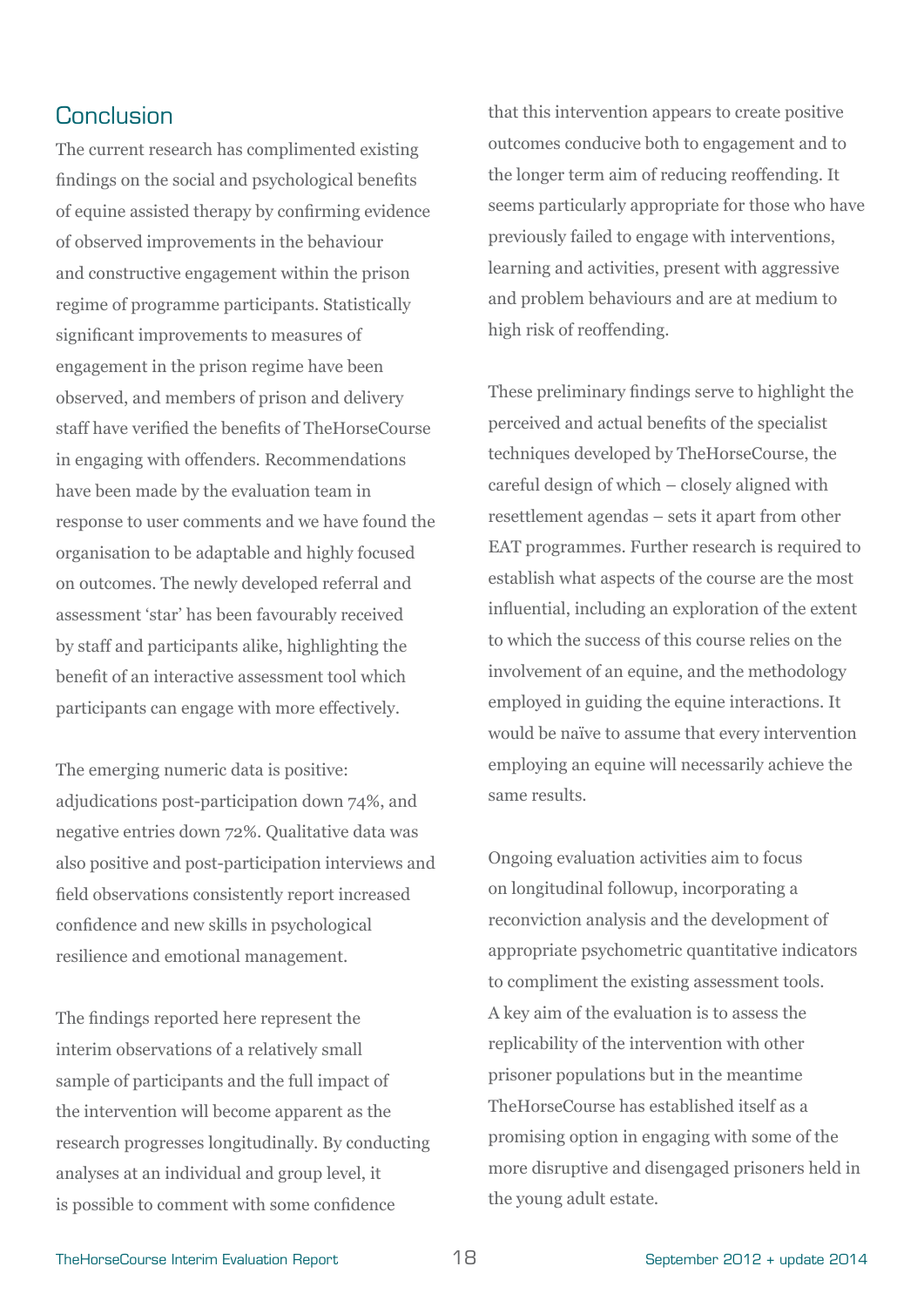## Conclusion

The current research has complimented existing findings on the social and psychological benefits of equine assisted therapy by confirming evidence of observed improvements in the behaviour and constructive engagement within the prison regime of programme participants. Statistically significant improvements to measures of engagement in the prison regime have been observed, and members of prison and delivery staff have verified the benefits of TheHorseCourse in engaging with offenders. Recommendations have been made by the evaluation team in response to user comments and we have found the organisation to be adaptable and highly focused on outcomes. The newly developed referral and assessment 'star' has been favourably received by staff and participants alike, highlighting the benefit of an interactive assessment tool which participants can engage with more effectively.

The emerging numeric data is positive: adjudications post-participation down 74%, and negative entries down 72%. Qualitative data was also positive and post-participation interviews and field observations consistently report increased confidence and new skills in psychological resilience and emotional management.

The findings reported here represent the interim observations of a relatively small sample of participants and the full impact of the intervention will become apparent as the research progresses longitudinally. By conducting analyses at an individual and group level, it is possible to comment with some confidence that this intervention appears to create positive outcomes conducive both to engagement and to the longer term aim of reducing reoffending. It seems particularly appropriate for those who have previously failed to engage with interventions, learning and activities, present with aggressive and problem behaviours and are at medium to high risk of reoffending.

These preliminary findings serve to highlight the perceived and actual benefits of the specialist techniques developed by TheHorseCourse, the careful design of which – closely aligned with resettlement agendas – sets it apart from other EAT programmes. Further research is required to establish what aspects of the course are the most influential, including an exploration of the extent to which the success of this course relies on the involvement of an equine, and the methodology employed in guiding the equine interactions. It would be naïve to assume that every intervention employing an equine will necessarily achieve the same results.

Ongoing evaluation activities aim to focus on longitudinal followup, incorporating a reconviction analysis and the development of appropriate psychometric quantitative indicators to compliment the existing assessment tools. A key aim of the evaluation is to assess the replicability of the intervention with other prisoner populations but in the meantime TheHorseCourse has established itself as a promising option in engaging with some of the more disruptive and disengaged prisoners held in the young adult estate.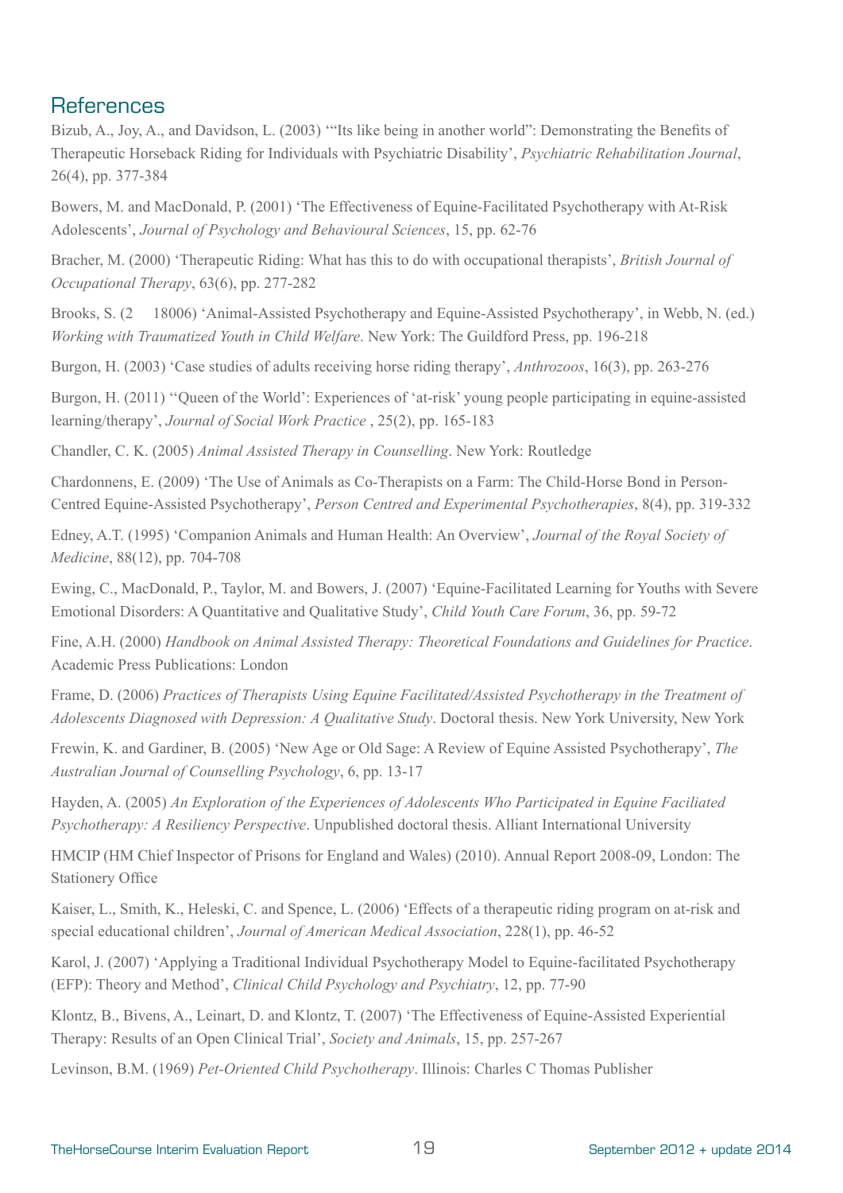## References

Bizub, A., Joy, A., and Davidson, L. (2003) '"Its like being in another world": Demonstrating the Benefits of Therapeutic Horseback Riding for Individuals with Psychiatric Disability', *Psychiatric Rehabilitation Journal*, 26(4), pp. 377-384

Bowers, M. and MacDonald, P. (2001) 'The Effectiveness of Equine-Facilitated Psychotherapy with At-Risk Adolescents', *Journal of Psychology and Behavioural Sciences*, 15, pp. 62-76

Bracher, M. (2000) 'Therapeutic Riding: What has this to do with occupational therapists', *British Journal of Occupational Therapy*, 63(6), pp. 277-282

Brooks, S. (2     18006) 'Animal-Assisted Psychotherapy and Equine-Assisted Psychotherapy', in Webb, N. (ed.) *Working with Traumatized Youth in Child Welfare*. New York: The Guildford Press, pp. 196-218

Burgon, H. (2003) 'Case studies of adults receiving horse riding therapy', *Anthrozoos*, 16(3), pp. 263-276

Burgon, H. (2011) ''Queen of the World': Experiences of 'at-risk' young people participating in equine-assisted learning/therapy', *Journal of Social Work Practice* , 25(2), pp. 165-183

Chandler, C. K. (2005) *Animal Assisted Therapy in Counselling*. New York: Routledge

Chardonnens, E. (2009) 'The Use of Animals as Co-Therapists on a Farm: The Child-Horse Bond in Person-Centred Equine-Assisted Psychotherapy', *Person Centred and Experimental Psychotherapies*, 8(4), pp. 319-332

Edney, A.T. (1995) 'Companion Animals and Human Health: An Overview', *Journal of the Royal Society of Medicine*, 88(12), pp. 704-708

Ewing, C., MacDonald, P., Taylor, M. and Bowers, J. (2007) 'Equine-Facilitated Learning for Youths with Severe Emotional Disorders: A Quantitative and Qualitative Study', *Child Youth Care Forum*, 36, pp. 59-72

Fine, A.H. (2000) *Handbook on Animal Assisted Therapy: Theoretical Foundations and Guidelines for Practice*. Academic Press Publications: London

Frame, D. (2006) *Practices of Therapists Using Equine Facilitated/Assisted Psychotherapy in the Treatment of Adolescents Diagnosed with Depression: A Qualitative Study*. Doctoral thesis. New York University, New York

Frewin, K. and Gardiner, B. (2005) 'New Age or Old Sage: A Review of Equine Assisted Psychotherapy', *The Australian Journal of Counselling Psychology*, 6, pp. 13-17

Hayden, A. (2005) *An Exploration of the Experiences of Adolescents Who Participated in Equine Faciliated Psychotherapy: A Resiliency Perspective*. Unpublished doctoral thesis. Alliant International University

HMCIP (HM Chief Inspector of Prisons for England and Wales) (2010). Annual Report 2008-09, London: The Stationery Office

Kaiser, L., Smith, K., Heleski, C. and Spence, L. (2006) 'Effects of a therapeutic riding program on at-risk and special educational children', *Journal of American Medical Association*, 228(1), pp. 46-52

Karol, J. (2007) 'Applying a Traditional Individual Psychotherapy Model to Equine-facilitated Psychotherapy (EFP): Theory and Method', *Clinical Child Psychology and Psychiatry*, 12, pp. 77-90

Klontz, B., Bivens, A., Leinart, D. and Klontz, T. (2007) 'The Effectiveness of Equine-Assisted Experiential Therapy: Results of an Open Clinical Trial', *Society and Animals*, 15, pp. 257-267

Levinson, B.M. (1969) *Pet-Oriented Child Psychotherapy*. Illinois: Charles C Thomas Publisher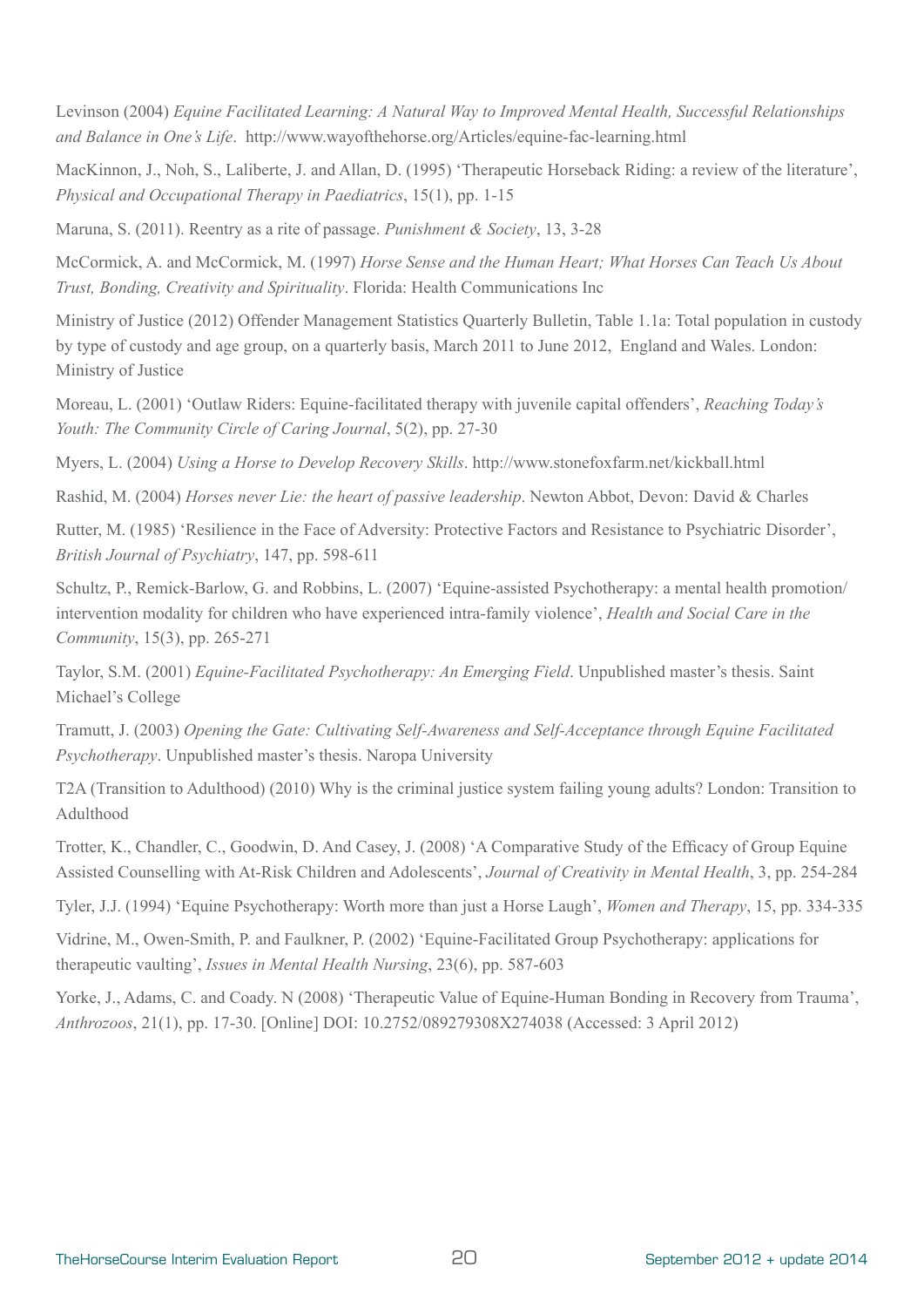Levinson (2004) *Equine Facilitated Learning: A Natural Way to Improved Mental Health, Successful Relationships and Balance in One's Life*. http://www.wayofthehorse.org/Articles/equine-fac-learning.html

MacKinnon, J., Noh, S., Laliberte, J. and Allan, D. (1995) 'Therapeutic Horseback Riding: a review of the literature', *Physical and Occupational Therapy in Paediatrics*, 15(1), pp. 1-15

Maruna, S. (2011). Reentry as a rite of passage. *Punishment & Society*, 13, 3-28

McCormick, A. and McCormick, M. (1997) *Horse Sense and the Human Heart; What Horses Can Teach Us About Trust, Bonding, Creativity and Spirituality*. Florida: Health Communications Inc

Ministry of Justice (2012) Offender Management Statistics Quarterly Bulletin, Table 1.1a: Total population in custody by type of custody and age group, on a quarterly basis, March 2011 to June 2012, England and Wales. London: Ministry of Justice

Moreau, L. (2001) 'Outlaw Riders: Equine-facilitated therapy with juvenile capital offenders', *Reaching Today's Youth: The Community Circle of Caring Journal*, 5(2), pp. 27-30

Myers, L. (2004) *Using a Horse to Develop Recovery Skills*. http://www.stonefoxfarm.net/kickball.html

Rashid, M. (2004) *Horses never Lie: the heart of passive leadership*. Newton Abbot, Devon: David & Charles

Rutter, M. (1985) 'Resilience in the Face of Adversity: Protective Factors and Resistance to Psychiatric Disorder', *British Journal of Psychiatry*, 147, pp. 598-611

Schultz, P., Remick-Barlow, G. and Robbins, L. (2007) 'Equine-assisted Psychotherapy: a mental health promotion/intervention modality for children who have experienced intra-family violence', *Health and Social Care in the Community*, 15(3), pp. 265-271

Taylor, S.M. (2001) *Equine-Facilitated Psychotherapy: An Emerging Field*. Unpublished master's thesis. Saint Michael's College

Tramutt, J. (2003) *Opening the Gate: Cultivating Self-Awareness and Self-Acceptance through Equine Facilitated Psychotherapy*. Unpublished master's thesis. Naropa University

T2A (Transition to Adulthood) (2010) Why is the criminal justice system failing young adults? London: Transition to Adulthood

Trotter, K., Chandler, C., Goodwin, D. And Casey, J. (2008) 'A Comparative Study of the Efficacy of Group Equine Assisted Counselling with At-Risk Children and Adolescents', *Journal of Creativity in Mental Health*, 3, pp. 254-284

Tyler, J.J. (1994) 'Equine Psychotherapy: Worth more than just a Horse Laugh', *Women and Therapy*, 15, pp. 334-335

Vidrine, M., Owen-Smith, P. and Faulkner, P. (2002) 'Equine-Facilitated Group Psychotherapy: applications for therapeutic vaulting', *Issues in Mental Health Nursing*, 23(6), pp. 587-603

Yorke, J., Adams, C. and Coady. N (2008) 'Therapeutic Value of Equine-Human Bonding in Recovery from Trauma', *Anthrozoos*, 21(1), pp. 17-30. [Online] DOI: 10.2752/089279308X274038 (Accessed: 3 April 2012)